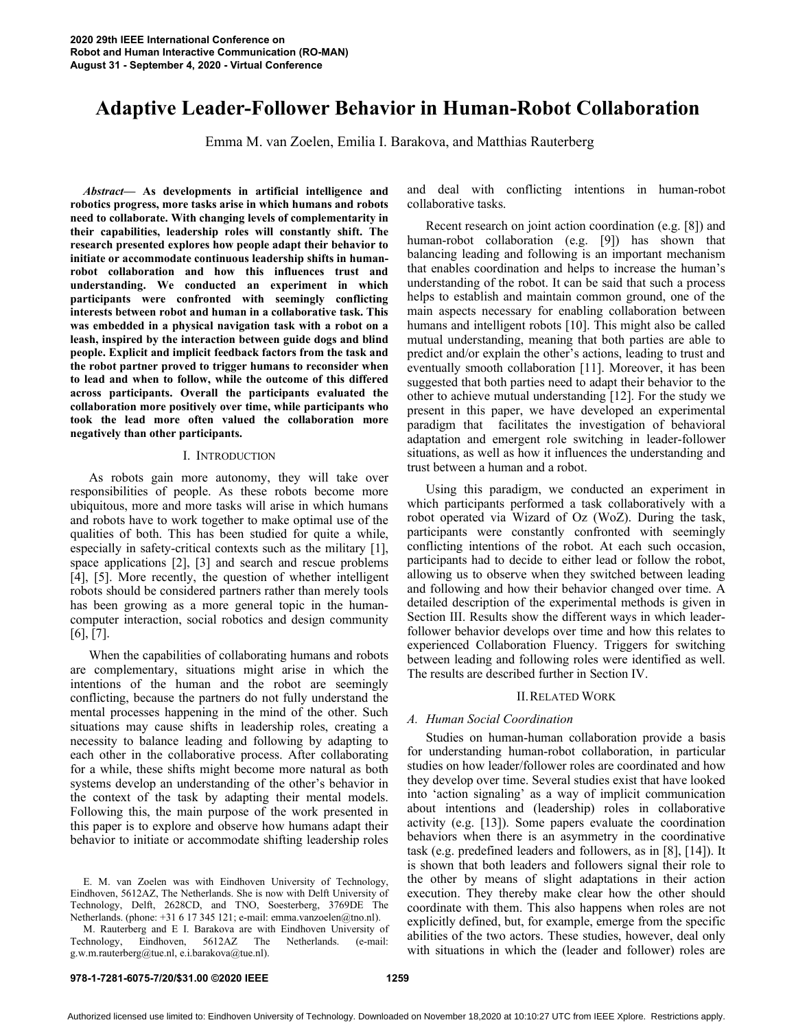# Adaptive Leader-Follower Behavior in Human-Robot Collaboration

Emma M. van Zoelen, Emilia I. Barakova, and Matthias Rauterberg

***Abstract*— As developments in artificial intelligence and robotics progress, more tasks arise in which humans and robots need to collaborate. With changing levels of complementarity in their capabilities, leadership roles will constantly shift. The research presented explores how people adapt their behavior to initiate or accommodate continuous leadership shifts in human-robot collaboration and how this influences trust and understanding. We conducted an experiment in which participants were confronted with seemingly conflicting interests between robot and human in a collaborative task. This was embedded in a physical navigation task with a robot on a leash, inspired by the interaction between guide dogs and blind people. Explicit and implicit feedback factors from the task and the robot partner proved to trigger humans to reconsider when to lead and when to follow, while the outcome of this differed across participants. Overall the participants evaluated the collaboration more positively over time, while participants who took the lead more often valued the collaboration more negatively than other participants.**

## I. Introduction

As robots gain more autonomy, they will take over responsibilities of people. As these robots become more ubiquitous, more and more tasks will arise in which humans and robots have to work together to make optimal use of the qualities of both. This has been studied for quite a while, especially in safety-critical contexts such as the military [1], space applications [2], [3] and search and rescue problems [4], [5]. More recently, the question of whether intelligent robots should be considered partners rather than merely tools has been growing as a more general topic in the human-computer interaction, social robotics and design community [6], [7].

When the capabilities of collaborating humans and robots are complementary, situations might arise in which the intentions of the human and the robot are seemingly conflicting, because the partners do not fully understand the mental processes happening in the mind of the other. Such situations may cause shifts in leadership roles, creating a necessity to balance leading and following by adapting to each other in the collaborative process. After collaborating for a while, these shifts might become more natural as both systems develop an understanding of the other's behavior in the context of the task by adapting their mental models. Following this, the main purpose of the work presented in this paper is to explore and observe how humans adapt their behavior to initiate or accommodate shifting leadership roles and deal with conflicting intentions in human-robot collaborative tasks.

Recent research on joint action coordination (e.g. [8]) and human-robot collaboration (e.g. [9]) has shown that balancing leading and following is an important mechanism that enables coordination and helps to increase the human's understanding of the robot. It can be said that such a process helps to establish and maintain common ground, one of the main aspects necessary for enabling collaboration between humans and intelligent robots [10]. This might also be called mutual understanding, meaning that both parties are able to predict and/or explain the other's actions, leading to trust and eventually smooth collaboration [11]. Moreover, it has been suggested that both parties need to adapt their behavior to the other to achieve mutual understanding [12]. For the study we present in this paper, we have developed an experimental paradigm that facilitates the investigation of behavioral adaptation and emergent role switching in leader-follower situations, as well as how it influences the understanding and trust between a human and a robot.

Using this paradigm, we conducted an experiment in which participants performed a task collaboratively with a robot operated via Wizard of Oz (WoZ). During the task, participants were constantly confronted with seemingly conflicting intentions of the robot. At each such occasion, participants had to decide to either lead or follow the robot, allowing us to observe when they switched between leading and following and how their behavior changed over time. A detailed description of the experimental methods is given in Section III. Results show the different ways in which leader-follower behavior develops over time and how this relates to experienced Collaboration Fluency. Triggers for switching between leading and following roles were identified as well. The results are described further in Section IV.

## II. Related Work

### *A. Human Social Coordination*

Studies on human-human collaboration provide a basis for understanding human-robot collaboration, in particular studies on how leader/follower roles are coordinated and how they develop over time. Several studies exist that have looked into 'action signaling' as a way of implicit communication about intentions and (leadership) roles in collaborative activity (e.g. [13]). Some papers evaluate the coordination behaviors when there is an asymmetry in the coordinative task (e.g. predefined leaders and followers, as in [8], [14]). It is shown that both leaders and followers signal their role to the other by means of slight adaptations in their action execution. They thereby make clear how the other should coordinate with them. This also happens when roles are not explicitly defined, but, for example, emerge from the specific abilities of the two actors. These studies, however, deal only with situations in which the (leader and follower) roles are

E. M. van Zoelen was with Eindhoven University of Technology, Eindhoven, 5612AZ, The Netherlands. She is now with Delft University of Technology, Delft, 2628CD, and TNO, Soesterberg, 3769DE The Netherlands. (phone: +31 6 17 345 121; e-mail: emma.vanzoelen@tno.nl).

M. Rauterberg and E I. Barakova are with Eindhoven University of Technology, Eindhoven, 5612AZ The Netherlands. (e-mail: g.w.m.rauterberg@tue.nl, e.i.barakova@tue.nl).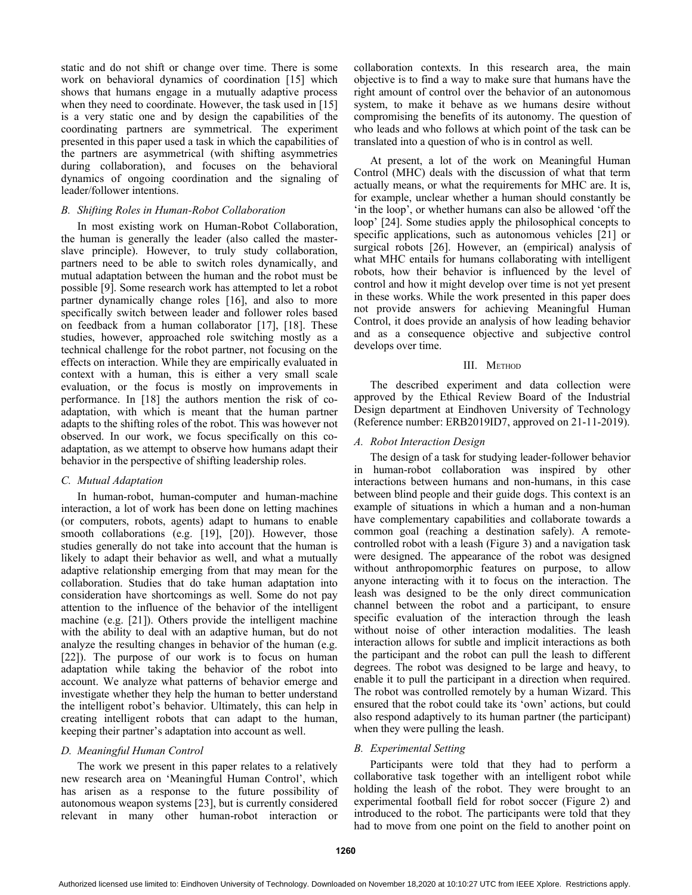static and do not shift or change over time. There is some work on behavioral dynamics of coordination [15] which shows that humans engage in a mutually adaptive process when they need to coordinate. However, the task used in [15] is a very static one and by design the capabilities of the coordinating partners are symmetrical. The experiment presented in this paper used a task in which the capabilities of the partners are asymmetrical (with shifting asymmetries during collaboration), and focuses on the behavioral dynamics of ongoing coordination and the signaling of leader/follower intentions.

### *B. Shifting Roles in Human-Robot Collaboration*

In most existing work on Human-Robot Collaboration, the human is generally the leader (also called the master-slave principle). However, to truly study collaboration, partners need to be able to switch roles dynamically, and mutual adaptation between the human and the robot must be possible [9]. Some research work has attempted to let a robot partner dynamically change roles [16], and also to more specifically switch between leader and follower roles based on feedback from a human collaborator [17], [18]. These studies, however, approached role switching mostly as a technical challenge for the robot partner, not focusing on the effects on interaction. While they are empirically evaluated in context with a human, this is either a very small scale evaluation, or the focus is mostly on improvements in performance. In [18] the authors mention the risk of co-adaptation, with which is meant that the human partner adapts to the shifting roles of the robot. This was however not observed. In our work, we focus specifically on this co-adaptation, as we attempt to observe how humans adapt their behavior in the perspective of shifting leadership roles.

### *C. Mutual Adaptation*

In human-robot, human-computer and human-machine interaction, a lot of work has been done on letting machines (or computers, robots, agents) adapt to humans to enable smooth collaborations (e.g. [19], [20]). However, those studies generally do not take into account that the human is likely to adapt their behavior as well, and what a mutually adaptive relationship emerging from that may mean for the collaboration. Studies that do take human adaptation into consideration have shortcomings as well. Some do not pay attention to the influence of the behavior of the intelligent machine (e.g. [21]). Others provide the intelligent machine with the ability to deal with an adaptive human, but do not analyze the resulting changes in behavior of the human (e.g. [22]). The purpose of our work is to focus on human adaptation while taking the behavior of the robot into account. We analyze what patterns of behavior emerge and investigate whether they help the human to better understand the intelligent robot's behavior. Ultimately, this can help in creating intelligent robots that can adapt to the human, keeping their partner's adaptation into account as well.

### *D. Meaningful Human Control*

The work we present in this paper relates to a relatively new research area on 'Meaningful Human Control', which has arisen as a response to the future possibility of autonomous weapon systems [23], but is currently considered relevant in many other human-robot interaction or collaboration contexts. In this research area, the main objective is to find a way to make sure that humans have the right amount of control over the behavior of an autonomous system, to make it behave as we humans desire without compromising the benefits of its autonomy. The question of who leads and who follows at which point of the task can be translated into a question of who is in control as well.

At present, a lot of the work on Meaningful Human Control (MHC) deals with the discussion of what that term actually means, or what the requirements for MHC are. It is, for example, unclear whether a human should constantly be 'in the loop', or whether humans can also be allowed 'off the loop' [24]. Some studies apply the philosophical concepts to specific applications, such as autonomous vehicles [21] or surgical robots [26]. However, an (empirical) analysis of what MHC entails for humans collaborating with intelligent robots, how their behavior is influenced by the level of control and how it might develop over time is not yet present in these works. While the work presented in this paper does not provide answers for achieving Meaningful Human Control, it does provide an analysis of how leading behavior and as a consequence objective and subjective control develops over time.

## III. Method

The described experiment and data collection were approved by the Ethical Review Board of the Industrial Design department at Eindhoven University of Technology (Reference number: ERB2019ID7, approved on 21-11-2019).

### *A. Robot Interaction Design*

The design of a task for studying leader-follower behavior in human-robot collaboration was inspired by other interactions between humans and non-humans, in this case between blind people and their guide dogs. This context is an example of situations in which a human and a non-human have complementary capabilities and collaborate towards a common goal (reaching a destination safely). A remote-controlled robot with a leash (Figure 3) and a navigation task were designed. The appearance of the robot was designed without anthropomorphic features on purpose, to allow anyone interacting with it to focus on the interaction. The leash was designed to be the only direct communication channel between the robot and a participant, to ensure specific evaluation of the interaction through the leash without noise of other interaction modalities. The leash interaction allows for subtle and implicit interactions as both the participant and the robot can pull the leash to different degrees. The robot was designed to be large and heavy, to enable it to pull the participant in a direction when required. The robot was controlled remotely by a human Wizard. This ensured that the robot could take its 'own' actions, but could also respond adaptively to its human partner (the participant) when they were pulling the leash.

### *B. Experimental Setting*

Participants were told that they had to perform a collaborative task together with an intelligent robot while holding the leash of the robot. They were brought to an experimental football field for robot soccer (Figure 2) and introduced to the robot. The participants were told that they had to move from one point on the field to another point on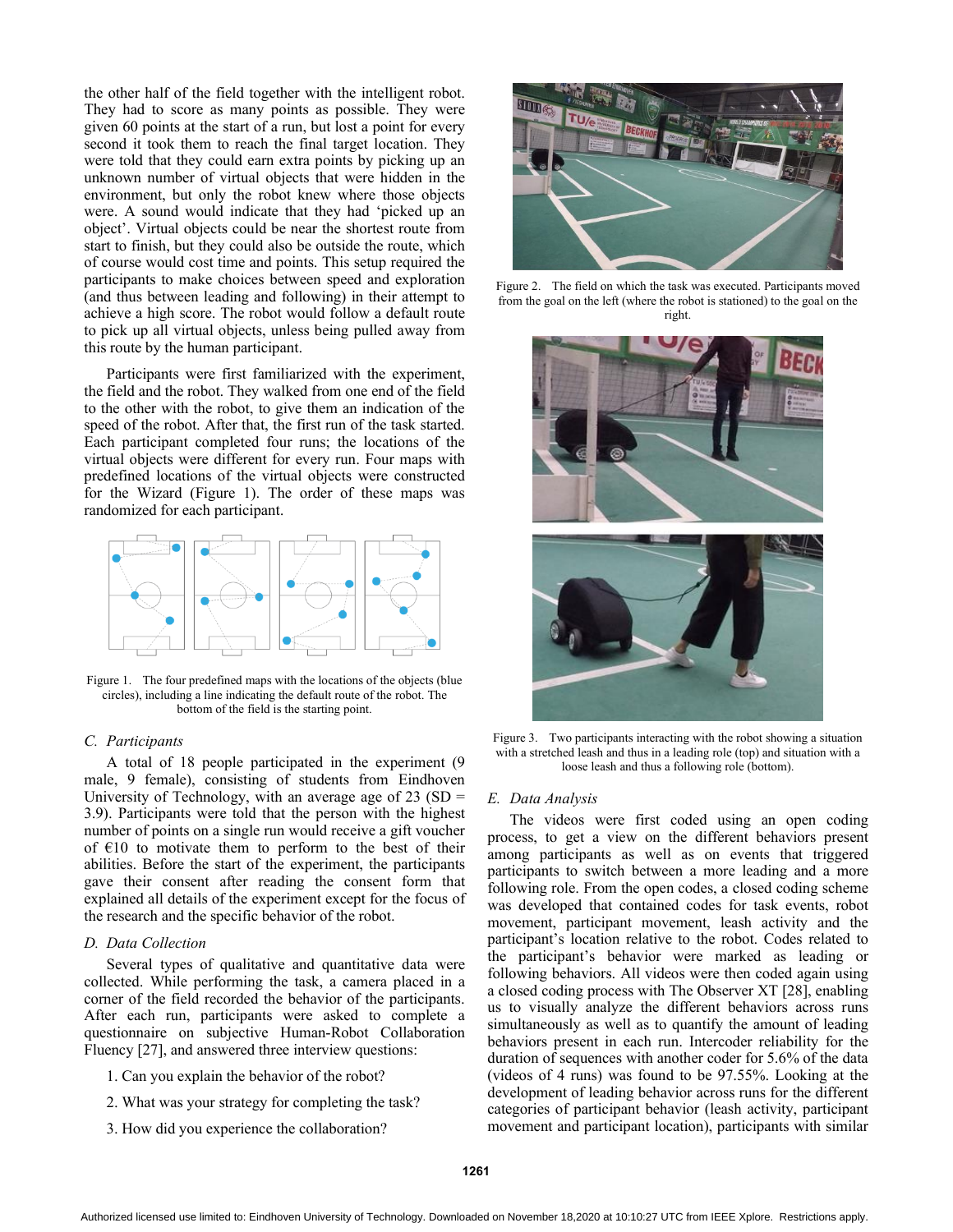the other half of the field together with the intelligent robot. They had to score as many points as possible. They were given 60 points at the start of a run, but lost a point for every second it took them to reach the final target location. They were told that they could earn extra points by picking up an unknown number of virtual objects that were hidden in the environment, but only the robot knew where those objects were. A sound would indicate that they had 'picked up an object'. Virtual objects could be near the shortest route from start to finish, but they could also be outside the route, which of course would cost time and points. This setup required the participants to make choices between speed and exploration (and thus between leading and following) in their attempt to achieve a high score. The robot would follow a default route to pick up all virtual objects, unless being pulled away from this route by the human participant.

Participants were first familiarized with the experiment, the field and the robot. They walked from one end of the field to the other with the robot, to give them an indication of the speed of the robot. After that, the first run of the task started. Each participant completed four runs; the locations of the virtual objects were different for every run. Four maps with predefined locations of the virtual objects were constructed for the Wizard (Figure 1). The order of these maps was randomized for each participant.

Figure 1. The four predefined maps with the locations of the objects (blue circles), including a line indicating the default route of the robot. The bottom of the field is the starting point.

### C. Participants

A total of 18 people participated in the experiment (9 male, 9 female), consisting of students from Eindhoven University of Technology, with an average age of 23 (SD = 3.9). Participants were told that the person with the highest number of points on a single run would receive a gift voucher of €10 to motivate them to perform to the best of their abilities. Before the start of the experiment, the participants gave their consent after reading the consent form that explained all details of the experiment except for the focus of the research and the specific behavior of the robot.

### D. Data Collection

Several types of qualitative and quantitative data were collected. While performing the task, a camera placed in a corner of the field recorded the behavior of the participants. After each run, participants were asked to complete a questionnaire on subjective Human-Robot Collaboration Fluency [27], and answered three interview questions:

1. Can you explain the behavior of the robot?
2. What was your strategy for completing the task?
3. How did you experience the collaboration?

Figure 2. The field on which the task was executed. Participants moved from the goal on the left (where the robot is stationed) to the goal on the right.

Figure 3. Two participants interacting with the robot showing a situation with a stretched leash and thus in a leading role (top) and situation with a loose leash and thus a following role (bottom).

### E. Data Analysis

The videos were first coded using an open coding process, to get a view on the different behaviors present among participants as well as on events that triggered participants to switch between a more leading and a more following role. From the open codes, a closed coding scheme was developed that contained codes for task events, robot movement, participant movement, leash activity and the participant's location relative to the robot. Codes related to the participant's behavior were marked as leading or following behaviors. All videos were then coded again using a closed coding process with The Observer XT [28], enabling us to visually analyze the different behaviors across runs simultaneously as well as to quantify the amount of leading behaviors present in each run. Intercoder reliability for the duration of sequences with another coder for 5.6% of the data (videos of 4 runs) was found to be 97.55%. Looking at the development of leading behavior across runs for the different categories of participant behavior (leash activity, participant movement and participant location), participants with similar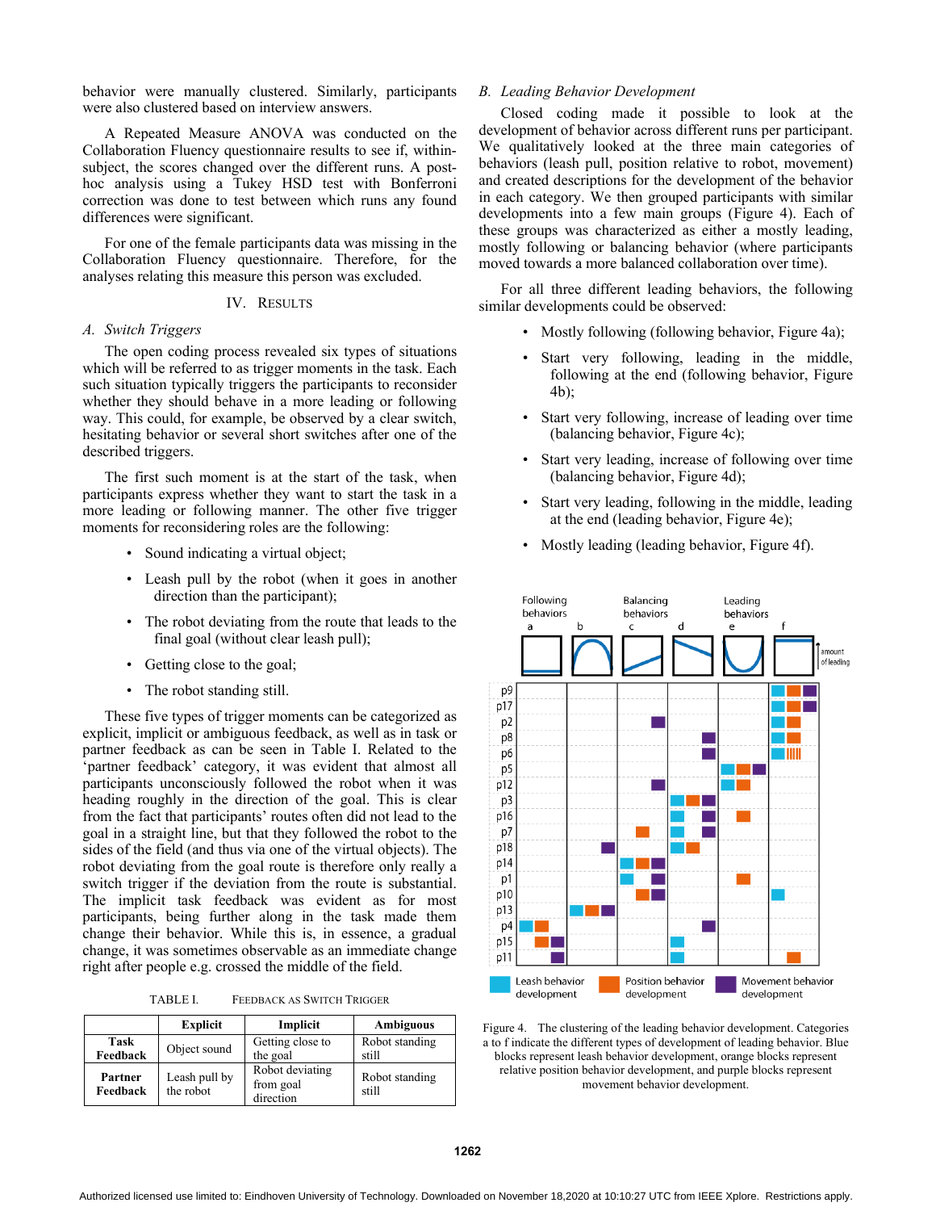behavior were manually clustered. Similarly, participants were also clustered based on interview answers.

A Repeated Measure ANOVA was conducted on the Collaboration Fluency questionnaire results to see if, within-subject, the scores changed over the different runs. A post-hoc analysis using a Tukey HSD test with Bonferroni correction was done to test between which runs any found differences were significant.

For one of the female participants data was missing in the Collaboration Fluency questionnaire. Therefore, for the analyses relating this measure this person was excluded.

## IV. Results

### A. Switch Triggers

The open coding process revealed six types of situations which will be referred to as trigger moments in the task. Each such situation typically triggers the participants to reconsider whether they should behave in a more leading or following way. This could, for example, be observed by a clear switch, hesitating behavior or several short switches after one of the described triggers.

The first such moment is at the start of the task, when participants express whether they want to start the task in a more leading or following manner. The other five trigger moments for reconsidering roles are the following:

- Sound indicating a virtual object;
- Leash pull by the robot (when it goes in another direction than the participant);
- The robot deviating from the route that leads to the final goal (without clear leash pull);
- Getting close to the goal;
- The robot standing still.

These five types of trigger moments can be categorized as explicit, implicit or ambiguous feedback, as well as in task or partner feedback as can be seen in Table I. Related to the 'partner feedback' category, it was evident that almost all participants unconsciously followed the robot when it was heading roughly in the direction of the goal. This is clear from the fact that participants' routes often did not lead to the goal in a straight line, but that they followed the robot to the sides of the field (and thus via one of the virtual objects). The robot deviating from the goal route is therefore only really a switch trigger if the deviation from the route is substantial. The implicit task feedback was evident as for most participants, being further along in the task made them change their behavior. While this is, in essence, a gradual change, it was sometimes observable as an immediate change right after people e.g. crossed the middle of the field.

TABLE I. Feedback as Switch Trigger

| | Explicit | Implicit | Ambiguous |
|---|---|---|---|
| **Task Feedback** | Object sound | Getting close to the goal | Robot standing still |
| **Partner Feedback** | Leash pull by the robot | Robot deviating from goal direction | Robot standing still |

### B. Leading Behavior Development

Closed coding made it possible to look at the development of behavior across different runs per participant. We qualitatively looked at the three main categories of behaviors (leash pull, position relative to robot, movement) and created descriptions for the development of the behavior in each category. We then grouped participants with similar developments into a few main groups (Figure 4). Each of these groups was characterized as either a mostly leading, mostly following or balancing behavior (where participants moved towards a more balanced collaboration over time).

For all three different leading behaviors, the following similar developments could be observed:

- Mostly following (following behavior, Figure 4a);
- Start very following, leading in the middle, following at the end (following behavior, Figure 4b);
- Start very following, increase of leading over time (balancing behavior, Figure 4c);
- Start very leading, increase of following over time (balancing behavior, Figure 4d);
- Start very leading, following in the middle, leading at the end (leading behavior, Figure 4e);
- Mostly leading (leading behavior, Figure 4f).

Figure 4. The clustering of the leading behavior development. Categories a to f indicate the different types of development of leading behavior. Blue blocks represent leash behavior development, orange blocks represent relative position behavior development, and purple blocks represent movement behavior development.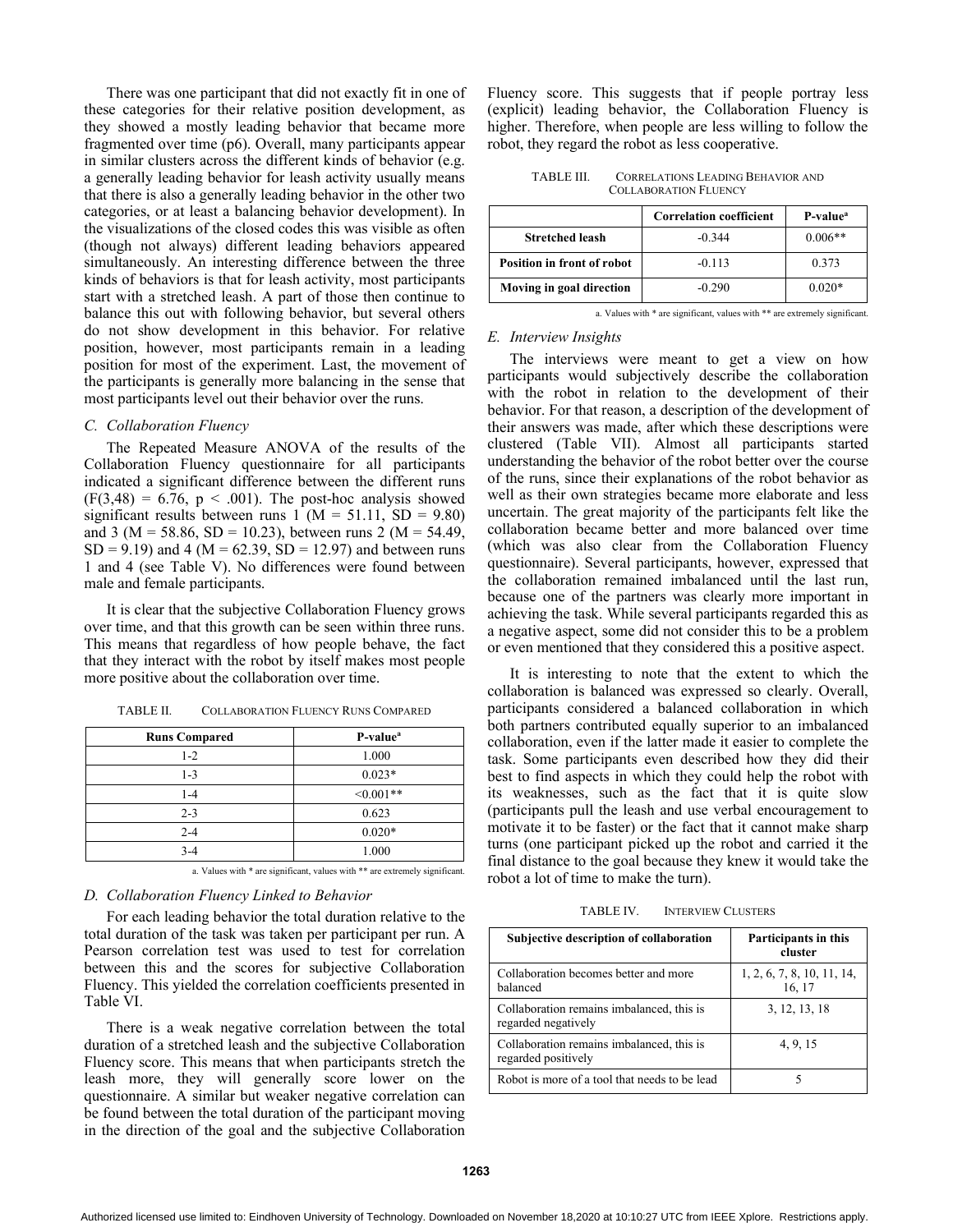There was one participant that did not exactly fit in one of these categories for their relative position development, as they showed a mostly leading behavior that became more fragmented over time (p6). Overall, many participants appear in similar clusters across the different kinds of behavior (e.g. a generally leading behavior for leash activity usually means that there is also a generally leading behavior in the other two categories, or at least a balancing behavior development). In the visualizations of the closed codes this was visible as often (though not always) different leading behaviors appeared simultaneously. An interesting difference between the three kinds of behaviors is that for leash activity, most participants start with a stretched leash. A part of those then continue to balance this out with following behavior, but several others do not show development in this behavior. For relative position, however, most participants remain in a leading position for most of the experiment. Last, the movement of the participants is generally more balancing in the sense that most participants level out their behavior over the runs.

### C. Collaboration Fluency

The Repeated Measure ANOVA of the results of the Collaboration Fluency questionnaire for all participants indicated a significant difference between the different runs ($F(3,48) = 6.76$, $p < .001$). The post-hoc analysis showed significant results between runs 1 ($M = 51.11$, $SD = 9.80$) and 3 ($M = 58.86$, $SD = 10.23$), between runs 2 ($M = 54.49$, $SD = 9.19$) and 4 ($M = 62.39$, $SD = 12.97$) and between runs 1 and 4 (see Table V). No differences were found between male and female participants.

It is clear that the subjective Collaboration Fluency grows over time, and that this growth can be seen within three runs. This means that regardless of how people behave, the fact that they interact with the robot by itself makes most people more positive about the collaboration over time.

TABLE II. COLLABORATION FLUENCY RUNS COMPARED

| Runs Compared | P-value[a] |
|---|---|
| 1-2 | 1.000 |
| 1-3 | 0.023* |
| 1-4 | <0.001** |
| 2-3 | 0.623 |
| 2-4 | 0.020* |
| 3-4 | 1.000 |

a. Values with * are significant, values with ** are extremely significant.

### D. Collaboration Fluency Linked to Behavior

For each leading behavior the total duration relative to the total duration of the task was taken per participant per run. A Pearson correlation test was used to test for correlation between this and the scores for subjective Collaboration Fluency. This yielded the correlation coefficients presented in Table VI.

There is a weak negative correlation between the total duration of a stretched leash and the subjective Collaboration Fluency score. This means that when participants stretch the leash more, they will generally score lower on the questionnaire. A similar but weaker negative correlation can be found between the total duration of the participant moving in the direction of the goal and the subjective Collaboration Fluency score. This suggests that if people portray less (explicit) leading behavior, the Collaboration Fluency is higher. Therefore, when people are less willing to follow the robot, they regard the robot as less cooperative.

TABLE III. CORRELATIONS LEADING BEHAVIOR AND COLLABORATION FLUENCY

| | Correlation coefficient | P-value[a] |
|---|---|---|
| **Stretched leash** | -0.344 | 0.006** |
| **Position in front of robot** | -0.113 | 0.373 |
| **Moving in goal direction** | -0.290 | 0.020* |

a. Values with * are significant, values with ** are extremely significant.

### E. Interview Insights

The interviews were meant to get a view on how participants would subjectively describe the collaboration with the robot in relation to the development of their behavior. For that reason, a description of the development of their answers was made, after which these descriptions were clustered (Table VII). Almost all participants started understanding the behavior of the robot better over the course of the runs, since their explanations of the robot behavior as well as their own strategies became more elaborate and less uncertain. The great majority of the participants felt like the collaboration became better and more balanced over time (which was also clear from the Collaboration Fluency questionnaire). Several participants, however, expressed that the collaboration remained imbalanced until the last run, because one of the partners was clearly more important in achieving the task. While several participants regarded this as a negative aspect, some did not consider this to be a problem or even mentioned that they considered this a positive aspect.

It is interesting to note that the extent to which the collaboration is balanced was expressed so clearly. Overall, participants considered a balanced collaboration in which both partners contributed equally superior to an imbalanced collaboration, even if the latter made it easier to complete the task. Some participants even described how they did their best to find aspects in which they could help the robot with its weaknesses, such as the fact that it is quite slow (participants pull the leash and use verbal encouragement to motivate it to be faster) or the fact that it cannot make sharp turns (one participant picked up the robot and carried it the final distance to the goal because they knew it would take the robot a lot of time to make the turn).

TABLE IV. INTERVIEW CLUSTERS

| Subjective description of collaboration | Participants in this cluster |
|---|---|
| Collaboration becomes better and more balanced | 1, 2, 6, 7, 8, 10, 11, 14, 16, 17 |
| Collaboration remains imbalanced, this is regarded negatively | 3, 12, 13, 18 |
| Collaboration remains imbalanced, this is regarded positively | 4, 9, 15 |
| Robot is more of a tool that needs to be lead | 5 |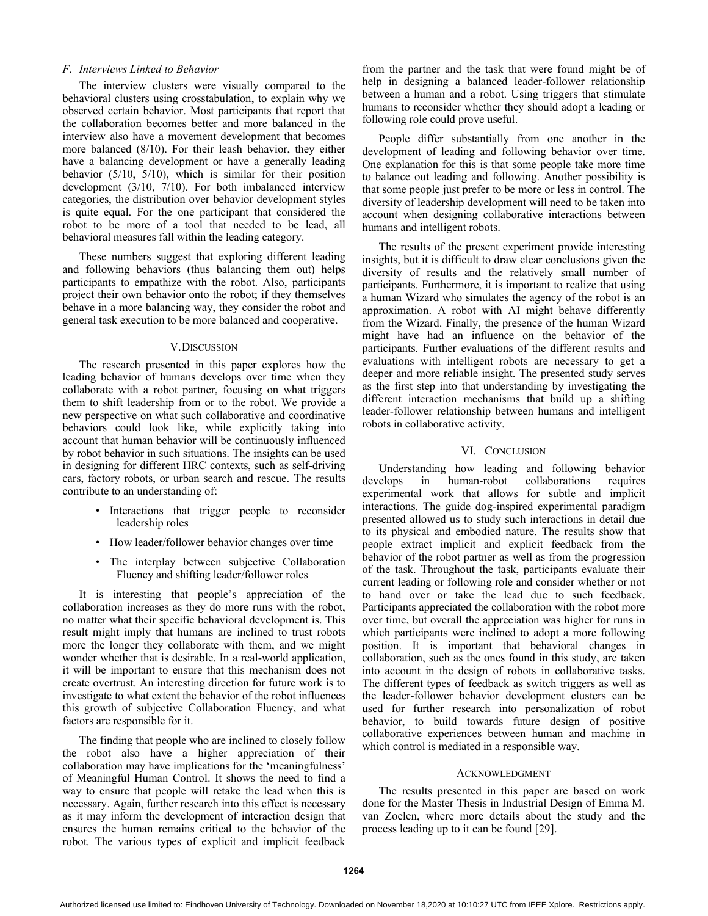### F. Interviews Linked to Behavior

The interview clusters were visually compared to the behavioral clusters using crosstabulation, to explain why we observed certain behavior. Most participants that report that the collaboration becomes better and more balanced in the interview also have a movement development that becomes more balanced (8/10). For their leash behavior, they either have a balancing development or have a generally leading behavior (5/10, 5/10), which is similar for their position development (3/10, 7/10). For both imbalanced interview categories, the distribution over behavior development styles is quite equal. For the one participant that considered the robot to be more of a tool that needed to be lead, all behavioral measures fall within the leading category.

These numbers suggest that exploring different leading and following behaviors (thus balancing them out) helps participants to empathize with the robot. Also, participants project their own behavior onto the robot; if they themselves behave in a more balancing way, they consider the robot and general task execution to be more balanced and cooperative.

## V. Discussion

The research presented in this paper explores how the leading behavior of humans develops over time when they collaborate with a robot partner, focusing on what triggers them to shift leadership from or to the robot. We provide a new perspective on what such collaborative and coordinative behaviors could look like, while explicitly taking into account that human behavior will be continuously influenced by robot behavior in such situations. The insights can be used in designing for different HRC contexts, such as self-driving cars, factory robots, or urban search and rescue. The results contribute to an understanding of:

- Interactions that trigger people to reconsider leadership roles
- How leader/follower behavior changes over time
- The interplay between subjective Collaboration Fluency and shifting leader/follower roles

It is interesting that people's appreciation of the collaboration increases as they do more runs with the robot, no matter what their specific behavioral development is. This result might imply that humans are inclined to trust robots more the longer they collaborate with them, and we might wonder whether that is desirable. In a real-world application, it will be important to ensure that this mechanism does not create overtrust. An interesting direction for future work is to investigate to what extent the behavior of the robot influences this growth of subjective Collaboration Fluency, and what factors are responsible for it.

The finding that people who are inclined to closely follow the robot also have a higher appreciation of their collaboration may have implications for the 'meaningfulness' of Meaningful Human Control. It shows the need to find a way to ensure that people will retake the lead when this is necessary. Again, further research into this effect is necessary as it may inform the development of interaction design that ensures the human remains critical to the behavior of the robot. The various types of explicit and implicit feedback from the partner and the task that were found might be of help in designing a balanced leader-follower relationship between a human and a robot. Using triggers that stimulate humans to reconsider whether they should adopt a leading or following role could prove useful.

People differ substantially from one another in the development of leading and following behavior over time. One explanation for this is that some people take more time to balance out leading and following. Another possibility is that some people just prefer to be more or less in control. The diversity of leadership development will need to be taken into account when designing collaborative interactions between humans and intelligent robots.

The results of the present experiment provide interesting insights, but it is difficult to draw clear conclusions given the diversity of results and the relatively small number of participants. Furthermore, it is important to realize that using a human Wizard who simulates the agency of the robot is an approximation. A robot with AI might behave differently from the Wizard. Finally, the presence of the human Wizard might have had an influence on the behavior of the participants. Further evaluations of the different results and evaluations with intelligent robots are necessary to get a deeper and more reliable insight. The presented study serves as the first step into that understanding by investigating the different interaction mechanisms that build up a shifting leader-follower relationship between humans and intelligent robots in collaborative activity.

## VI. Conclusion

Understanding how leading and following behavior develops in human-robot collaborations requires experimental work that allows for subtle and implicit interactions. The guide dog-inspired experimental paradigm presented allowed us to study such interactions in detail due to its physical and embodied nature. The results show that people extract implicit and explicit feedback from the behavior of the robot partner as well as from the progression of the task. Throughout the task, participants evaluate their current leading or following role and consider whether or not to hand over or take the lead due to such feedback. Participants appreciated the collaboration with the robot more over time, but overall the appreciation was higher for runs in which participants were inclined to adopt a more following position. It is important that behavioral changes in collaboration, such as the ones found in this study, are taken into account in the design of robots in collaborative tasks. The different types of feedback as switch triggers as well as the leader-follower behavior development clusters can be used for further research into personalization of robot behavior, to build towards future design of positive collaborative experiences between human and machine in which control is mediated in a responsible way.

## Acknowledgment

The results presented in this paper are based on work done for the Master Thesis in Industrial Design of Emma M. van Zoelen, where more details about the study and the process leading up to it can be found [29].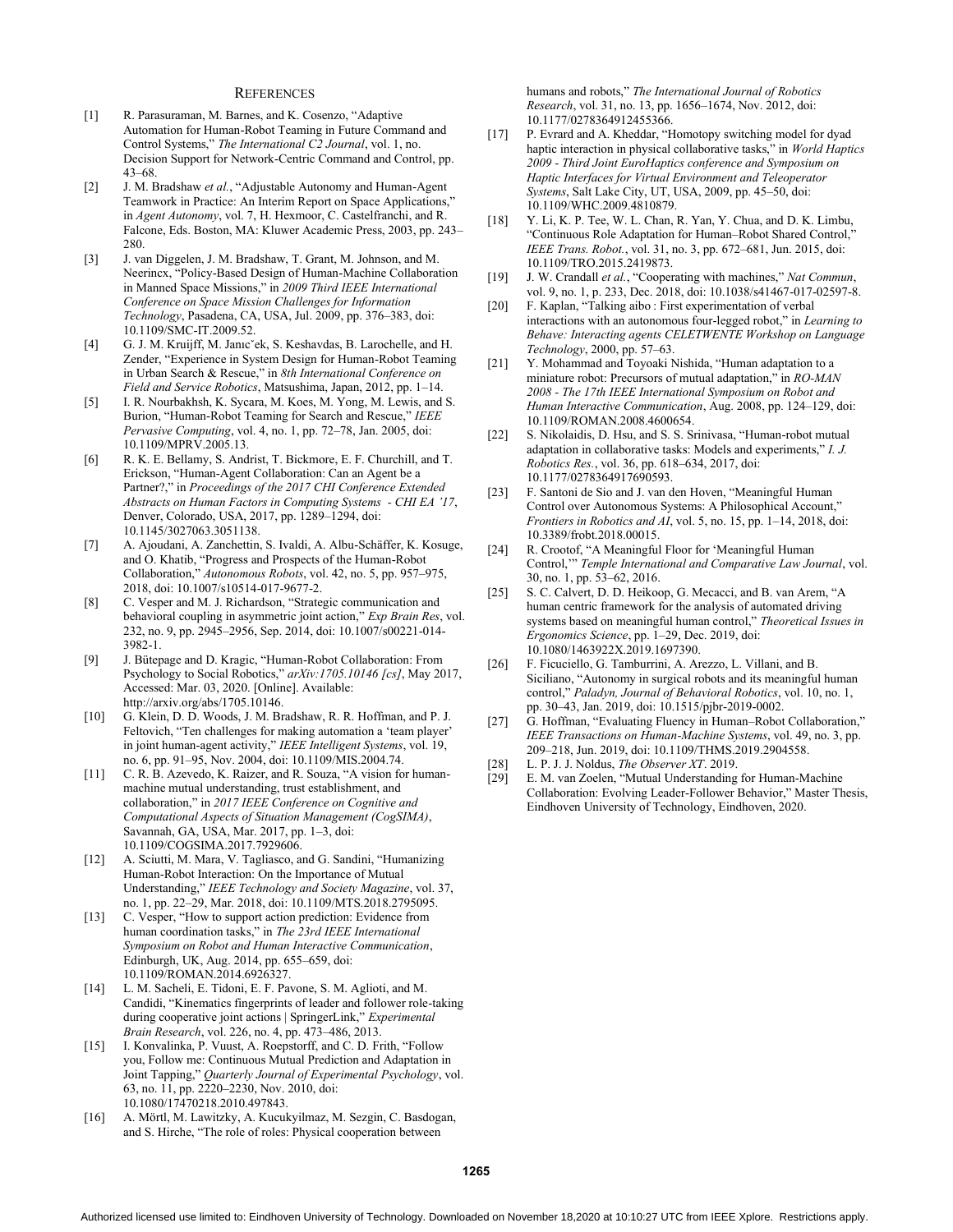## REFERENCES

[1] R. Parasuraman, M. Barnes, and K. Cosenzo, "Adaptive Automation for Human-Robot Teaming in Future Command and Control Systems," *The International C2 Journal*, vol. 1, no. Decision Support for Network-Centric Command and Control, pp. 43–68.

[2] J. M. Bradshaw *et al.*, "Adjustable Autonomy and Human-Agent Teamwork in Practice: An Interim Report on Space Applications," in *Agent Autonomy*, vol. 7, H. Hexmoor, C. Castelfranchi, and R. Falcone, Eds. Boston, MA: Kluwer Academic Press, 2003, pp. 243–280.

[3] J. van Diggelen, J. M. Bradshaw, T. Grant, M. Johnson, and M. Neerincx, "Policy-Based Design of Human-Machine Collaboration in Manned Space Missions," in *2009 Third IEEE International Conference on Space Mission Challenges for Information Technology*, Pasadena, CA, USA, Jul. 2009, pp. 376–383, doi: 10.1109/SMC-IT.2009.52.

[4] G. J. M. Kruijff, M. Janıcˇek, S. Keshavdas, B. Larochelle, and H. Zender, "Experience in System Design for Human-Robot Teaming in Urban Search & Rescue," in *8th International Conference on Field and Service Robotics*, Matsushima, Japan, 2012, pp. 1–14.

[5] I. R. Nourbakhsh, K. Sycara, M. Koes, M. Yong, M. Lewis, and S. Burion, "Human-Robot Teaming for Search and Rescue," *IEEE Pervasive Computing*, vol. 4, no. 1, pp. 72–78, Jan. 2005, doi: 10.1109/MPRV.2005.13.

[6] R. K. E. Bellamy, S. Andrist, T. Bickmore, E. F. Churchill, and T. Erickson, "Human-Agent Collaboration: Can an Agent be a Partner?," in *Proceedings of the 2017 CHI Conference Extended Abstracts on Human Factors in Computing Systems - CHI EA '17*, Denver, Colorado, USA, 2017, pp. 1289–1294, doi: 10.1145/3027063.3051138.

[7] A. Ajoudani, A. Zanchettin, S. Ivaldi, A. Albu-Schäffer, K. Kosuge, and O. Khatib, "Progress and Prospects of the Human-Robot Collaboration," *Autonomous Robots*, vol. 42, no. 5, pp. 957–975, 2018, doi: 10.1007/s10514-017-9677-2.

[8] C. Vesper and M. J. Richardson, "Strategic communication and behavioral coupling in asymmetric joint action," *Exp Brain Res*, vol. 232, no. 9, pp. 2945–2956, Sep. 2014, doi: 10.1007/s00221-014-3982-1.

[9] J. Bütepage and D. Kragic, "Human-Robot Collaboration: From Psychology to Social Robotics," *arXiv:1705.10146 [cs]*, May 2017, Accessed: Mar. 03, 2020. [Online]. Available: http://arxiv.org/abs/1705.10146.

[10] G. Klein, D. D. Woods, J. M. Bradshaw, R. R. Hoffman, and P. J. Feltovich, "Ten challenges for making automation a 'team player' in joint human-agent activity," *IEEE Intelligent Systems*, vol. 19, no. 6, pp. 91–95, Nov. 2004, doi: 10.1109/MIS.2004.74.

[11] C. R. B. Azevedo, K. Raizer, and R. Souza, "A vision for human-machine mutual understanding, trust establishment, and collaboration," in *2017 IEEE Conference on Cognitive and Computational Aspects of Situation Management (CogSIMA)*, Savannah, GA, USA, Mar. 2017, pp. 1–3, doi: 10.1109/COGSIMA.2017.7929606.

[12] A. Sciutti, M. Mara, V. Tagliasco, and G. Sandini, "Humanizing Human-Robot Interaction: On the Importance of Mutual Understanding," *IEEE Technology and Society Magazine*, vol. 37, no. 1, pp. 22–29, Mar. 2018, doi: 10.1109/MTS.2018.2795095.

[13] C. Vesper, "How to support action prediction: Evidence from human coordination tasks," in *The 23rd IEEE International Symposium on Robot and Human Interactive Communication*, Edinburgh, UK, Aug. 2014, pp. 655–659, doi: 10.1109/ROMAN.2014.6926327.

[14] L. M. Sacheli, E. Tidoni, E. F. Pavone, S. M. Aglioti, and M. Candidi, "Kinematics fingerprints of leader and follower role-taking during cooperative joint actions | SpringerLink," *Experimental Brain Research*, vol. 226, no. 4, pp. 473–486, 2013.

[15] I. Konvalinka, P. Vuust, A. Roepstorff, and C. D. Frith, "Follow you, Follow me: Continuous Mutual Prediction and Adaptation in Joint Tapping," *Quarterly Journal of Experimental Psychology*, vol. 63, no. 11, pp. 2220–2230, Nov. 2010, doi: 10.1080/17470218.2010.497843.

[16] A. Mörtl, M. Lawitzky, A. Kucukyilmaz, M. Sezgin, C. Basdogan, and S. Hirche, "The role of roles: Physical cooperation between humans and robots," *The International Journal of Robotics Research*, vol. 31, no. 13, pp. 1656–1674, Nov. 2012, doi: 10.1177/0278364912455366.

[17] P. Evrard and A. Kheddar, "Homotopy switching model for dyad haptic interaction in physical collaborative tasks," in *World Haptics 2009 - Third Joint EuroHaptics conference and Symposium on Haptic Interfaces for Virtual Environment and Teleoperator Systems*, Salt Lake City, UT, USA, 2009, pp. 45–50, doi: 10.1109/WHC.2009.4810879.

[18] Y. Li, K. P. Tee, W. L. Chan, R. Yan, Y. Chua, and D. K. Limbu, "Continuous Role Adaptation for Human–Robot Shared Control," *IEEE Trans. Robot.*, vol. 31, no. 3, pp. 672–681, Jun. 2015, doi: 10.1109/TRO.2015.2419873.

[19] J. W. Crandall *et al.*, "Cooperating with machines," *Nat Commun*, vol. 9, no. 1, p. 233, Dec. 2018, doi: 10.1038/s41467-017-02597-8.

[20] F. Kaplan, "Talking aibo : First experimentation of verbal interactions with an autonomous four-legged robot," in *Learning to Behave: Interacting agents CELETWENTE Workshop on Language Technology*, 2000, pp. 57–63.

[21] Y. Mohammad and Toyoaki Nishida, "Human adaptation to a miniature robot: Precursors of mutual adaptation," in *RO-MAN 2008 - The 17th IEEE International Symposium on Robot and Human Interactive Communication*, Aug. 2008, pp. 124–129, doi: 10.1109/ROMAN.2008.4600654.

[22] S. Nikolaidis, D. Hsu, and S. S. Srinivasa, "Human-robot mutual adaptation in collaborative tasks: Models and experiments," *I. J. Robotics Res.*, vol. 36, pp. 618–634, 2017, doi: 10.1177/0278364917690593.

[23] F. Santoni de Sio and J. van den Hoven, "Meaningful Human Control over Autonomous Systems: A Philosophical Account," *Frontiers in Robotics and AI*, vol. 5, no. 15, pp. 1–14, 2018, doi: 10.3389/frobt.2018.00015.

[24] R. Crootof, "A Meaningful Floor for 'Meaningful Human Control,'" *Temple International and Comparative Law Journal*, vol. 30, no. 1, pp. 53–62, 2016.

[25] S. C. Calvert, D. D. Heikoop, G. Mecacci, and B. van Arem, "A human centric framework for the analysis of automated driving systems based on meaningful human control," *Theoretical Issues in Ergonomics Science*, pp. 1–29, Dec. 2019, doi: 10.1080/1463922X.2019.1697390.

[26] F. Ficuciello, G. Tamburrini, A. Arezzo, L. Villani, and B. Siciliano, "Autonomy in surgical robots and its meaningful human control," *Paladyn, Journal of Behavioral Robotics*, vol. 10, no. 1, pp. 30–43, Jan. 2019, doi: 10.1515/pjbr-2019-0002.

[27] G. Hoffman, "Evaluating Fluency in Human–Robot Collaboration," *IEEE Transactions on Human-Machine Systems*, vol. 49, no. 3, pp. 209–218, Jun. 2019, doi: 10.1109/THMS.2019.2904558.

[28] L. P. J. J. Noldus, *The Observer XT*. 2019.

[29] E. M. van Zoelen, "Mutual Understanding for Human-Machine Collaboration: Evolving Leader-Follower Behavior," Master Thesis, Eindhoven University of Technology, Eindhoven, 2020.